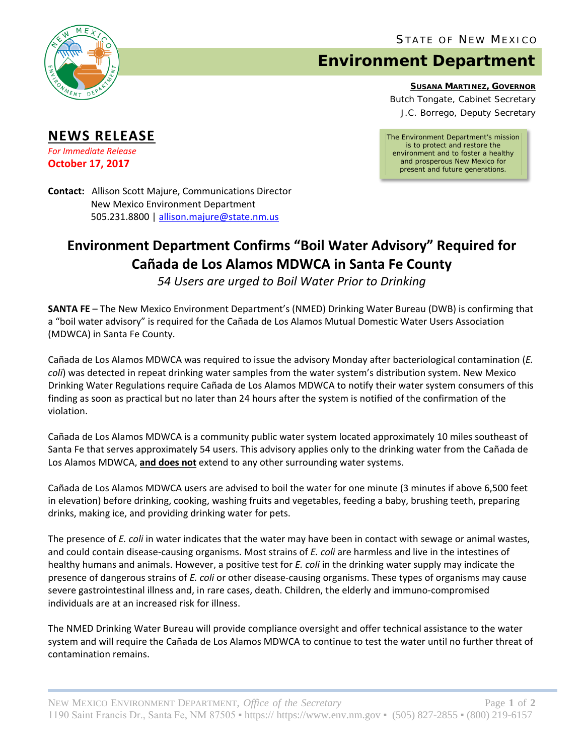STATE OF NEW MEXICO

# Environment Department

**SUSANA MARTINEZ, GOVERNOR**

Butch Tongate, Cabinet Secretary

J.C. Borrego, Deputy Secretary

The Environment Department's mission is to protect and restore the environment and to foster a healthy and prosperous New Mexico for present and future generations.

## NEWS RELEASE

*For Immediate Release*

**October 17, 2017**

**Contact:** Allison Scott Majure, Communications Director
New Mexico Environment Department
505.231.8800 | allison.majure@state.nm.us

# Environment Department Confirms "Boil Water Advisory" Required for Cañada de Los Alamos MDWCA in Santa Fe County

*54 Users are urged to Boil Water Prior to Drinking*

**SANTA FE** – The New Mexico Environment Department's (NMED) Drinking Water Bureau (DWB) is confirming that a "boil water advisory" is required for the Cañada de Los Alamos Mutual Domestic Water Users Association (MDWCA) in Santa Fe County.

Cañada de Los Alamos MDWCA was required to issue the advisory Monday after bacteriological contamination (*E. coli*) was detected in repeat drinking water samples from the water system's distribution system. New Mexico Drinking Water Regulations require Cañada de Los Alamos MDWCA to notify their water system consumers of this finding as soon as practical but no later than 24 hours after the system is notified of the confirmation of the violation.

Cañada de Los Alamos MDWCA is a community public water system located approximately 10 miles southeast of Santa Fe that serves approximately 54 users. This advisory applies only to the drinking water from the Cañada de Los Alamos MDWCA, **and does not** extend to any other surrounding water systems.

Cañada de Los Alamos MDWCA users are advised to boil the water for one minute (3 minutes if above 6,500 feet in elevation) before drinking, cooking, washing fruits and vegetables, feeding a baby, brushing teeth, preparing drinks, making ice, and providing drinking water for pets.

The presence of *E. coli* in water indicates that the water may have been in contact with sewage or animal wastes, and could contain disease-causing organisms. Most strains of *E. coli* are harmless and live in the intestines of healthy humans and animals. However, a positive test for *E. coli* in the drinking water supply may indicate the presence of dangerous strains of *E. coli* or other disease-causing organisms. These types of organisms may cause severe gastrointestinal illness and, in rare cases, death. Children, the elderly and immuno-compromised individuals are at an increased risk for illness.

The NMED Drinking Water Bureau will provide compliance oversight and offer technical assistance to the water system and will require the Cañada de Los Alamos MDWCA to continue to test the water until no further threat of contamination remains.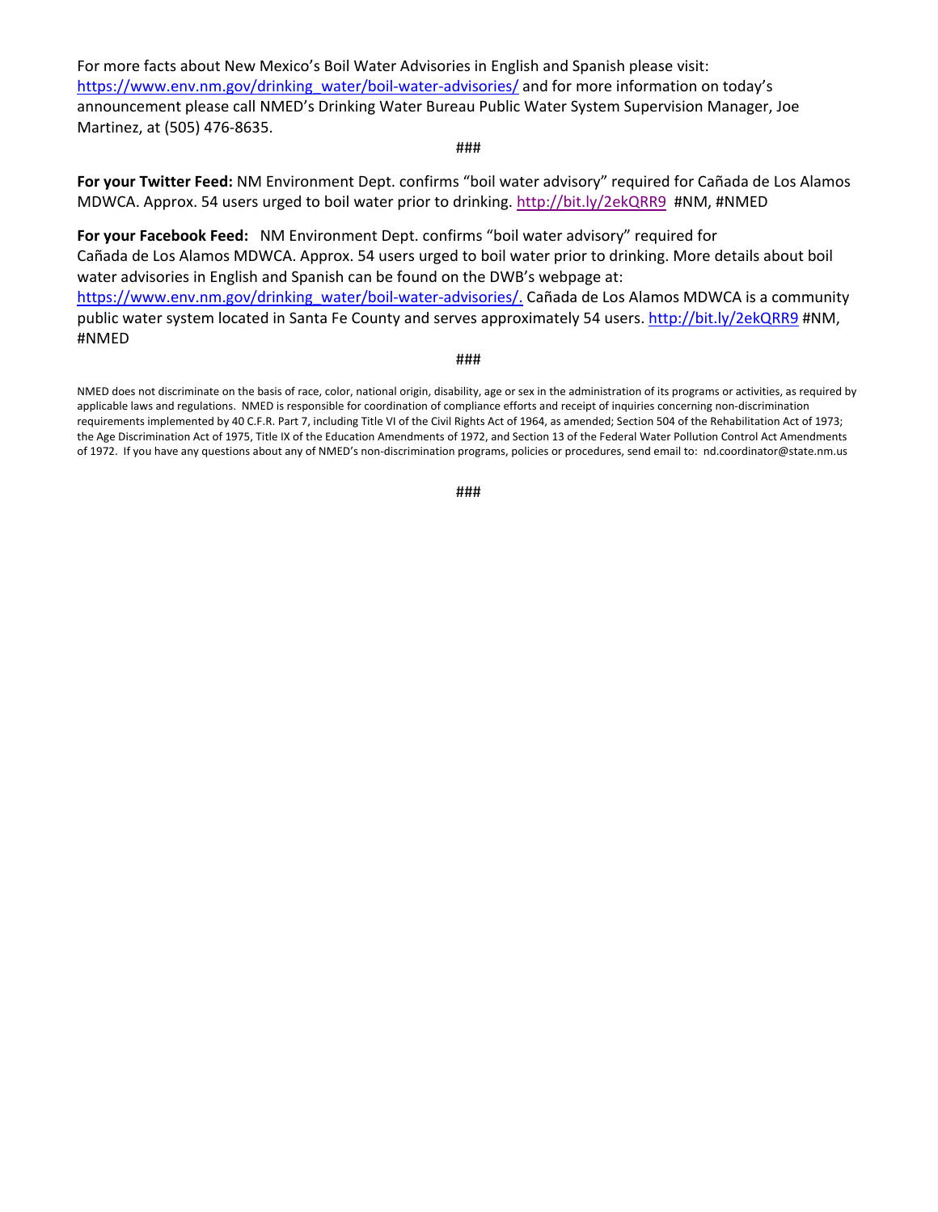For more facts about New Mexico's Boil Water Advisories in English and Spanish please visit: https://www.env.nm.gov/drinking_water/boil-water-advisories/ and for more information on today's announcement please call NMED's Drinking Water Bureau Public Water System Supervision Manager, Joe Martinez, at (505) 476-8635.

###

**For your Twitter Feed:** NM Environment Dept. confirms "boil water advisory" required for Cañada de Los Alamos MDWCA. Approx. 54 users urged to boil water prior to drinking. http://bit.ly/2ekQRR9 #NM, #NMED

**For your Facebook Feed:** NM Environment Dept. confirms "boil water advisory" required for Cañada de Los Alamos MDWCA. Approx. 54 users urged to boil water prior to drinking. More details about boil water advisories in English and Spanish can be found on the DWB's webpage at: https://www.env.nm.gov/drinking_water/boil-water-advisories/. Cañada de Los Alamos MDWCA is a community public water system located in Santa Fe County and serves approximately 54 users. http://bit.ly/2ekQRR9 #NM, #NMED

###

NMED does not discriminate on the basis of race, color, national origin, disability, age or sex in the administration of its programs or activities, as required by applicable laws and regulations. NMED is responsible for coordination of compliance efforts and receipt of inquiries concerning non-discrimination requirements implemented by 40 C.F.R. Part 7, including Title VI of the Civil Rights Act of 1964, as amended; Section 504 of the Rehabilitation Act of 1973; the Age Discrimination Act of 1975, Title IX of the Education Amendments of 1972, and Section 13 of the Federal Water Pollution Control Act Amendments of 1972. If you have any questions about any of NMED's non-discrimination programs, policies or procedures, send email to: nd.coordinator@state.nm.us

###